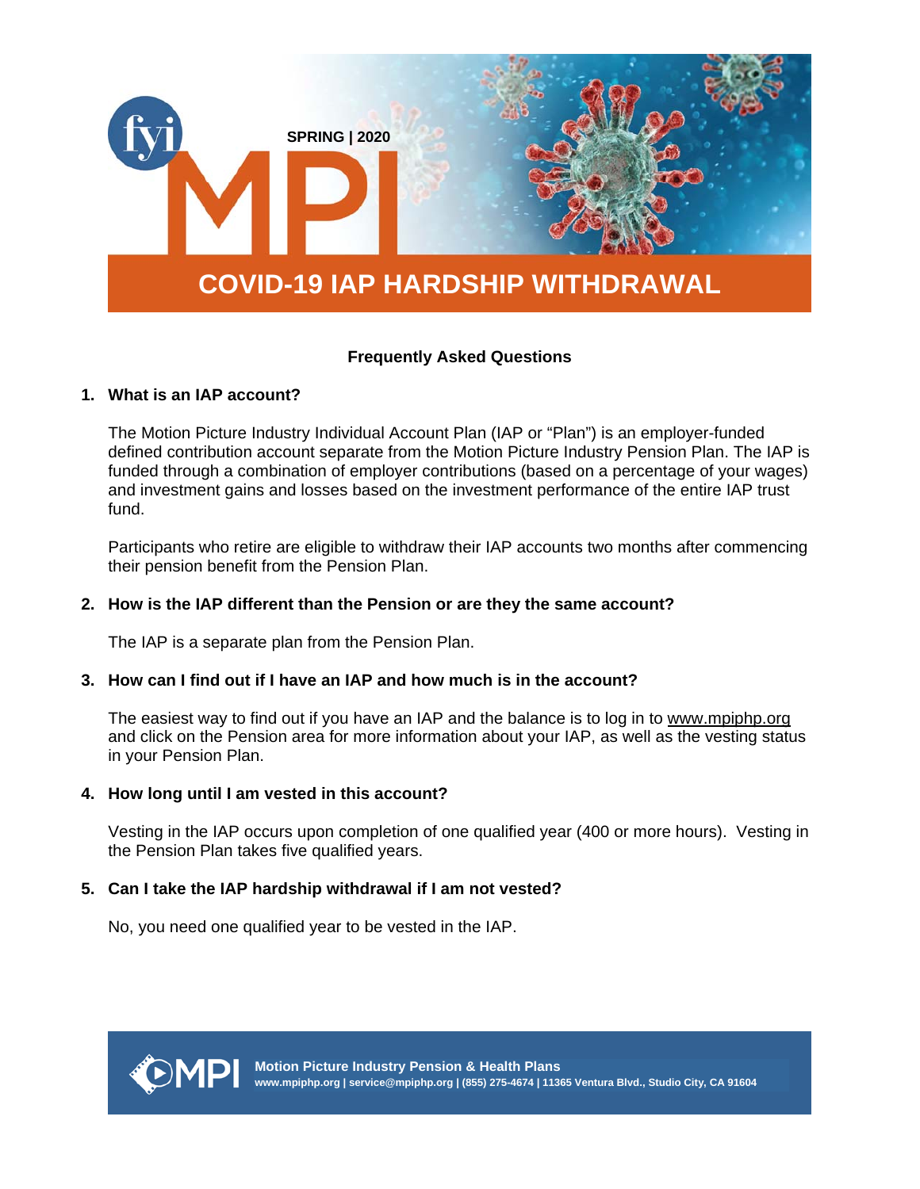fyi MPI

SPRING | 2020

# COVID-19 IAP HARDSHIP WITHDRAWAL

## Frequently Asked Questions

**1. What is an IAP account?**

The Motion Picture Industry Individual Account Plan (IAP or "Plan") is an employer-funded defined contribution account separate from the Motion Picture Industry Pension Plan. The IAP is funded through a combination of employer contributions (based on a percentage of your wages) and investment gains and losses based on the investment performance of the entire IAP trust fund.

Participants who retire are eligible to withdraw their IAP accounts two months after commencing their pension benefit from the Pension Plan.

**2. How is the IAP different than the Pension or are they the same account?**

The IAP is a separate plan from the Pension Plan.

**3. How can I find out if I have an IAP and how much is in the account?**

The easiest way to find out if you have an IAP and the balance is to log in to www.mpiphp.org and click on the Pension area for more information about your IAP, as well as the vesting status in your Pension Plan.

**4. How long until I am vested in this account?**

Vesting in the IAP occurs upon completion of one qualified year (400 or more hours). Vesting in the Pension Plan takes five qualified years.

**5. Can I take the IAP hardship withdrawal if I am not vested?**

No, you need one qualified year to be vested in the IAP.

**Motion Picture Industry Pension & Health Plans**
www.mpiphp.org | service@mpiphp.org | (855) 275-4674 | 11365 Ventura Blvd., Studio City, CA 91604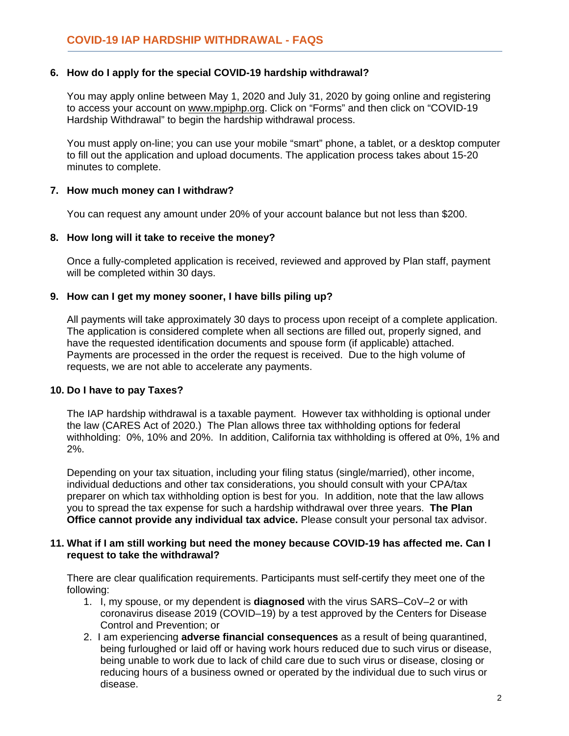## COVID-19 IAP HARDSHIP WITHDRAWAL - FAQS

**6. How do I apply for the special COVID-19 hardship withdrawal?**

You may apply online between May 1, 2020 and July 31, 2020 by going online and registering to access your account on www.mpiphp.org. Click on "Forms" and then click on "COVID-19 Hardship Withdrawal" to begin the hardship withdrawal process.

You must apply on-line; you can use your mobile "smart" phone, a tablet, or a desktop computer to fill out the application and upload documents. The application process takes about 15-20 minutes to complete.

**7. How much money can I withdraw?**

You can request any amount under 20% of your account balance but not less than $200.

**8. How long will it take to receive the money?**

Once a fully-completed application is received, reviewed and approved by Plan staff, payment will be completed within 30 days.

**9. How can I get my money sooner, I have bills piling up?**

All payments will take approximately 30 days to process upon receipt of a complete application. The application is considered complete when all sections are filled out, properly signed, and have the requested identification documents and spouse form (if applicable) attached. Payments are processed in the order the request is received. Due to the high volume of requests, we are not able to accelerate any payments.

**10. Do I have to pay Taxes?**

The IAP hardship withdrawal is a taxable payment. However tax withholding is optional under the law (CARES Act of 2020.) The Plan allows three tax withholding options for federal withholding: 0%, 10% and 20%. In addition, California tax withholding is offered at 0%, 1% and 2%.

Depending on your tax situation, including your filing status (single/married), other income, individual deductions and other tax considerations, you should consult with your CPA/tax preparer on which tax withholding option is best for you. In addition, note that the law allows you to spread the tax expense for such a hardship withdrawal over three years. **The Plan Office cannot provide any individual tax advice.** Please consult your personal tax advisor.

**11. What if I am still working but need the money because COVID-19 has affected me. Can I request to take the withdrawal?**

There are clear qualification requirements. Participants must self-certify they meet one of the following:

1. I, my spouse, or my dependent is **diagnosed** with the virus SARS–CoV–2 or with coronavirus disease 2019 (COVID–19) by a test approved by the Centers for Disease Control and Prevention; or
2. I am experiencing **adverse financial consequences** as a result of being quarantined, being furloughed or laid off or having work hours reduced due to such virus or disease, being unable to work due to lack of child care due to such virus or disease, closing or reducing hours of a business owned or operated by the individual due to such virus or disease.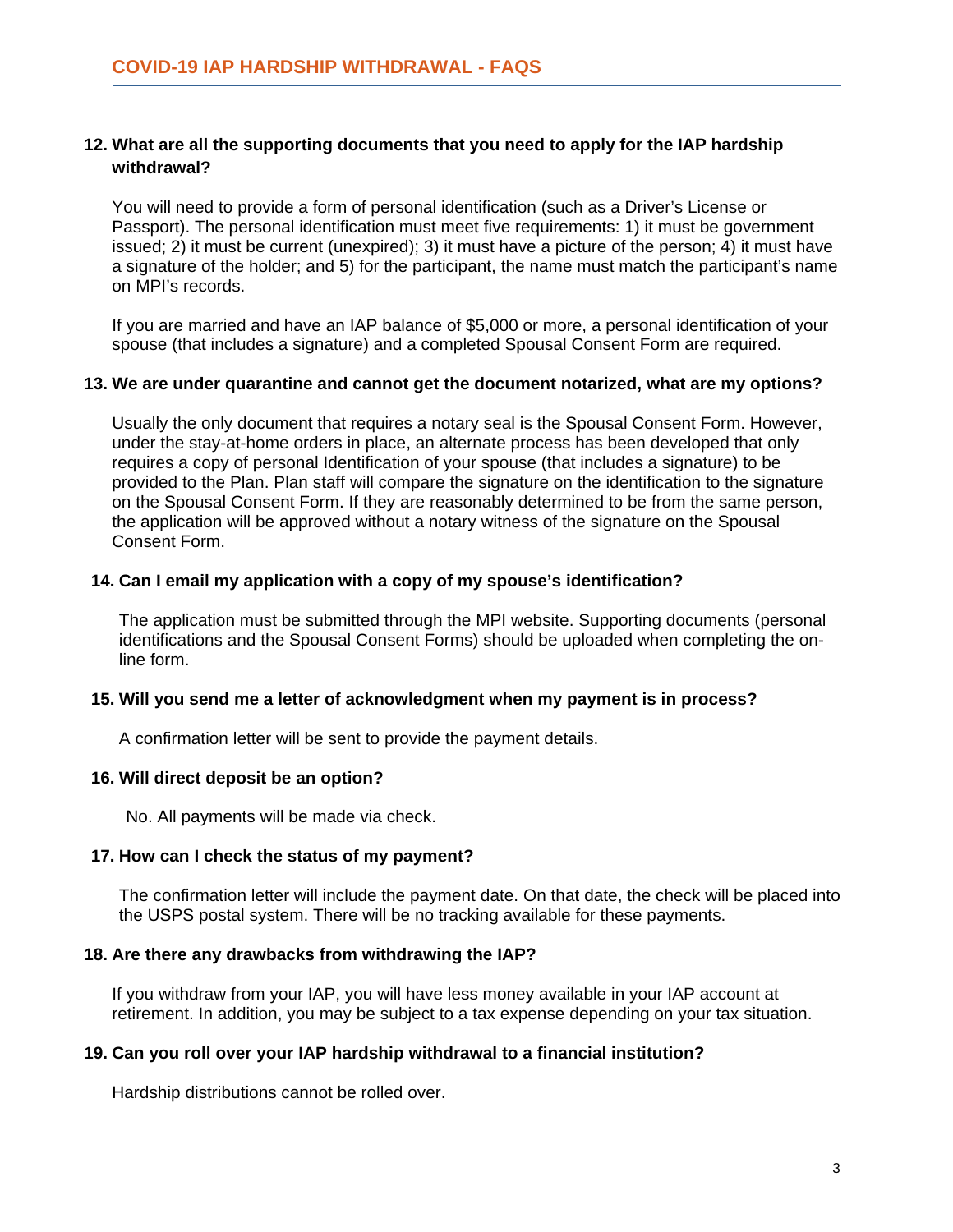## 12. What are all the supporting documents that you need to apply for the IAP hardship withdrawal?

You will need to provide a form of personal identification (such as a Driver's License or Passport). The personal identification must meet five requirements: 1) it must be government issued; 2) it must be current (unexpired); 3) it must have a picture of the person; 4) it must have a signature of the holder; and 5) for the participant, the name must match the participant's name on MPI's records.

If you are married and have an IAP balance of $5,000 or more, a personal identification of your spouse (that includes a signature) and a completed Spousal Consent Form are required.

## 13. We are under quarantine and cannot get the document notarized, what are my options?

Usually the only document that requires a notary seal is the Spousal Consent Form. However, under the stay-at-home orders in place, an alternate process has been developed that only requires a copy of personal Identification of your spouse (that includes a signature) to be provided to the Plan. Plan staff will compare the signature on the identification to the signature on the Spousal Consent Form. If they are reasonably determined to be from the same person, the application will be approved without a notary witness of the signature on the Spousal Consent Form.

## 14. Can I email my application with a copy of my spouse's identification?

The application must be submitted through the MPI website. Supporting documents (personal identifications and the Spousal Consent Forms) should be uploaded when completing the on-line form.

## 15. Will you send me a letter of acknowledgment when my payment is in process?

A confirmation letter will be sent to provide the payment details.

## 16. Will direct deposit be an option?

No. All payments will be made via check.

## 17. How can I check the status of my payment?

The confirmation letter will include the payment date. On that date, the check will be placed into the USPS postal system. There will be no tracking available for these payments.

## 18. Are there any drawbacks from withdrawing the IAP?

If you withdraw from your IAP, you will have less money available in your IAP account at retirement. In addition, you may be subject to a tax expense depending on your tax situation.

## 19. Can you roll over your IAP hardship withdrawal to a financial institution?

Hardship distributions cannot be rolled over.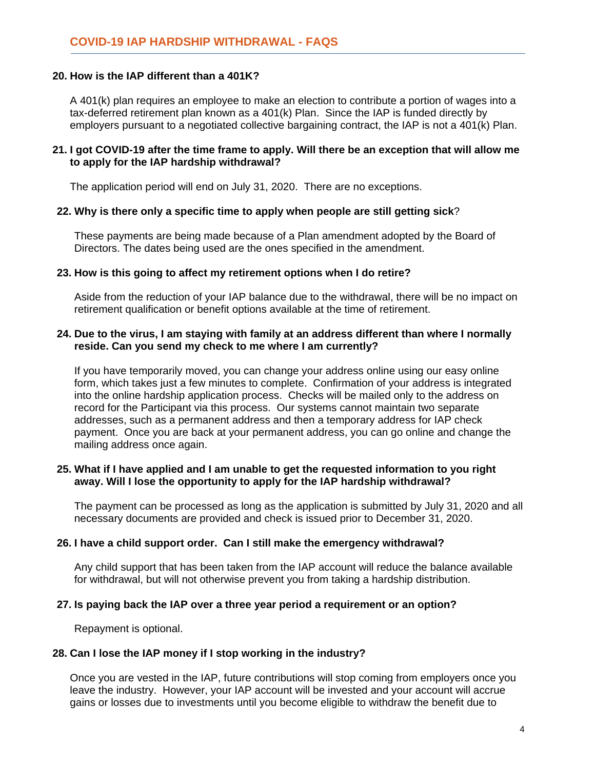**20. How is the IAP different than a 401K?**

A 401(k) plan requires an employee to make an election to contribute a portion of wages into a tax-deferred retirement plan known as a 401(k) Plan. Since the IAP is funded directly by employers pursuant to a negotiated collective bargaining contract, the IAP is not a 401(k) Plan.

**21. I got COVID-19 after the time frame to apply. Will there be an exception that will allow me to apply for the IAP hardship withdrawal?**

The application period will end on July 31, 2020. There are no exceptions.

**22. Why is there only a specific time to apply when people are still getting sick?**

These payments are being made because of a Plan amendment adopted by the Board of Directors. The dates being used are the ones specified in the amendment.

**23. How is this going to affect my retirement options when I do retire?**

Aside from the reduction of your IAP balance due to the withdrawal, there will be no impact on retirement qualification or benefit options available at the time of retirement.

**24. Due to the virus, I am staying with family at an address different than where I normally reside. Can you send my check to me where I am currently?**

If you have temporarily moved, you can change your address online using our easy online form, which takes just a few minutes to complete. Confirmation of your address is integrated into the online hardship application process. Checks will be mailed only to the address on record for the Participant via this process. Our systems cannot maintain two separate addresses, such as a permanent address and then a temporary address for IAP check payment. Once you are back at your permanent address, you can go online and change the mailing address once again.

**25. What if I have applied and I am unable to get the requested information to you right away. Will I lose the opportunity to apply for the IAP hardship withdrawal?**

The payment can be processed as long as the application is submitted by July 31, 2020 and all necessary documents are provided and check is issued prior to December 31, 2020.

**26. I have a child support order. Can I still make the emergency withdrawal?**

Any child support that has been taken from the IAP account will reduce the balance available for withdrawal, but will not otherwise prevent you from taking a hardship distribution.

**27. Is paying back the IAP over a three year period a requirement or an option?**

Repayment is optional.

**28. Can I lose the IAP money if I stop working in the industry?**

Once you are vested in the IAP, future contributions will stop coming from employers once you leave the industry. However, your IAP account will be invested and your account will accrue gains or losses due to investments until you become eligible to withdraw the benefit due to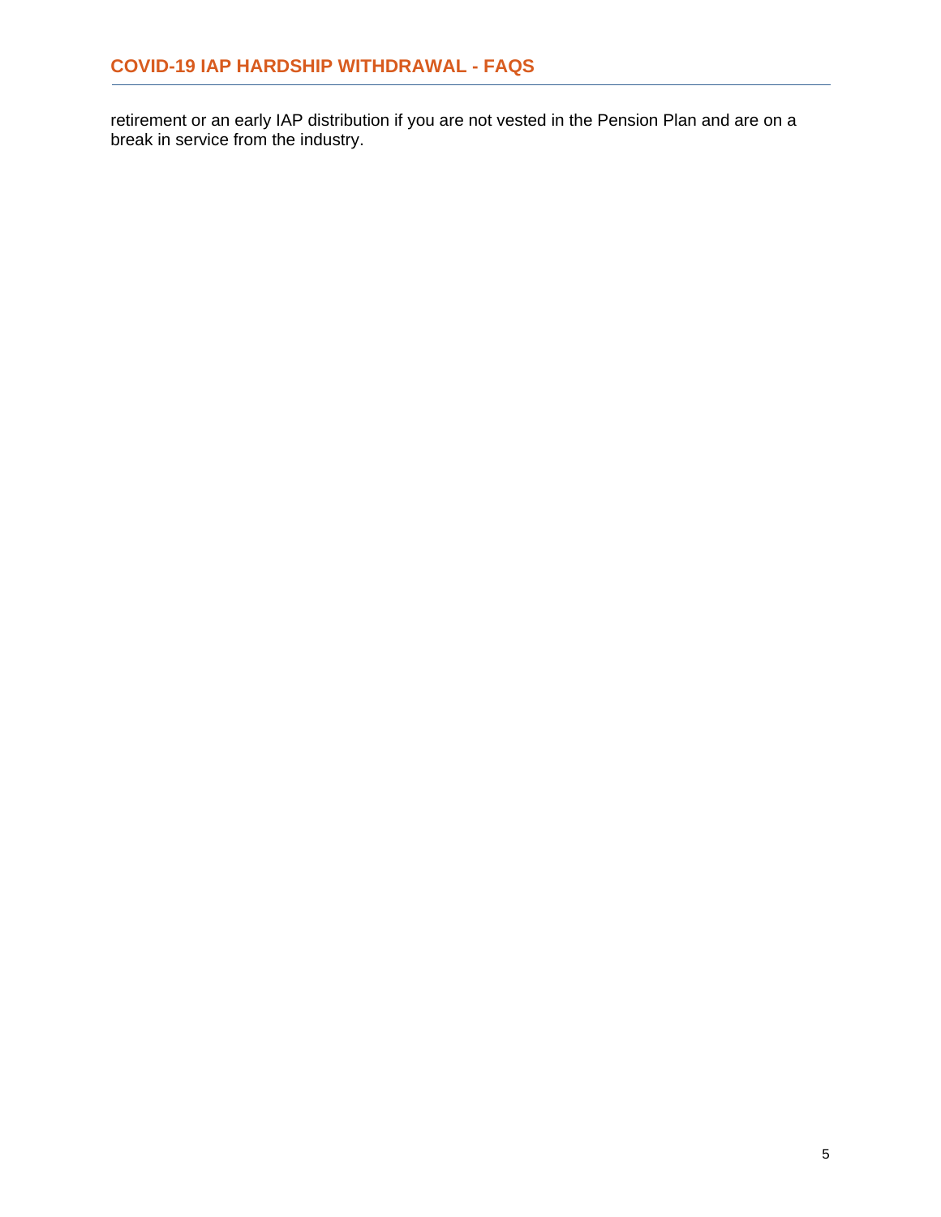retirement or an early IAP distribution if you are not vested in the Pension Plan and are on a break in service from the industry.